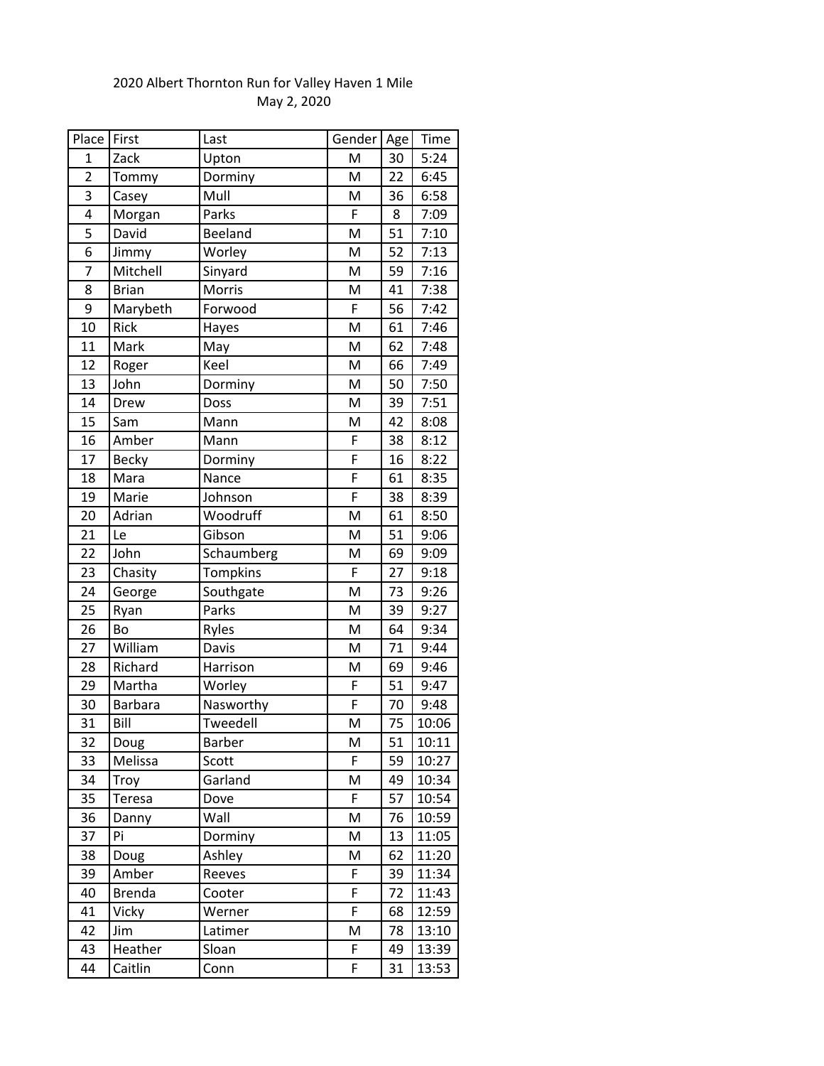2020 Albert Thornton Run for Valley Haven 1 Mile

May 2, 2020

| Place | First | Last | Gender | Age | Time |
|---|---|---|---|---|---|
| 1 | Zack | Upton | M | 30 | 5:24 |
| 2 | Tommy | Dorminy | M | 22 | 6:45 |
| 3 | Casey | Mull | M | 36 | 6:58 |
| 4 | Morgan | Parks | F | 8 | 7:09 |
| 5 | David | Beeland | M | 51 | 7:10 |
| 6 | Jimmy | Worley | M | 52 | 7:13 |
| 7 | Mitchell | Sinyard | M | 59 | 7:16 |
| 8 | Brian | Morris | M | 41 | 7:38 |
| 9 | Marybeth | Forwood | F | 56 | 7:42 |
| 10 | Rick | Hayes | M | 61 | 7:46 |
| 11 | Mark | May | M | 62 | 7:48 |
| 12 | Roger | Keel | M | 66 | 7:49 |
| 13 | John | Dorminy | M | 50 | 7:50 |
| 14 | Drew | Doss | M | 39 | 7:51 |
| 15 | Sam | Mann | M | 42 | 8:08 |
| 16 | Amber | Mann | F | 38 | 8:12 |
| 17 | Becky | Dorminy | F | 16 | 8:22 |
| 18 | Mara | Nance | F | 61 | 8:35 |
| 19 | Marie | Johnson | F | 38 | 8:39 |
| 20 | Adrian | Woodruff | M | 61 | 8:50 |
| 21 | Le | Gibson | M | 51 | 9:06 |
| 22 | John | Schaumberg | M | 69 | 9:09 |
| 23 | Chasity | Tompkins | F | 27 | 9:18 |
| 24 | George | Southgate | M | 73 | 9:26 |
| 25 | Ryan | Parks | M | 39 | 9:27 |
| 26 | Bo | Ryles | M | 64 | 9:34 |
| 27 | William | Davis | M | 71 | 9:44 |
| 28 | Richard | Harrison | M | 69 | 9:46 |
| 29 | Martha | Worley | F | 51 | 9:47 |
| 30 | Barbara | Nasworthy | F | 70 | 9:48 |
| 31 | Bill | Tweedell | M | 75 | 10:06 |
| 32 | Doug | Barber | M | 51 | 10:11 |
| 33 | Melissa | Scott | F | 59 | 10:27 |
| 34 | Troy | Garland | M | 49 | 10:34 |
| 35 | Teresa | Dove | F | 57 | 10:54 |
| 36 | Danny | Wall | M | 76 | 10:59 |
| 37 | Pi | Dorminy | M | 13 | 11:05 |
| 38 | Doug | Ashley | M | 62 | 11:20 |
| 39 | Amber | Reeves | F | 39 | 11:34 |
| 40 | Brenda | Cooter | F | 72 | 11:43 |
| 41 | Vicky | Werner | F | 68 | 12:59 |
| 42 | Jim | Latimer | M | 78 | 13:10 |
| 43 | Heather | Sloan | F | 49 | 13:39 |
| 44 | Caitlin | Conn | F | 31 | 13:53 |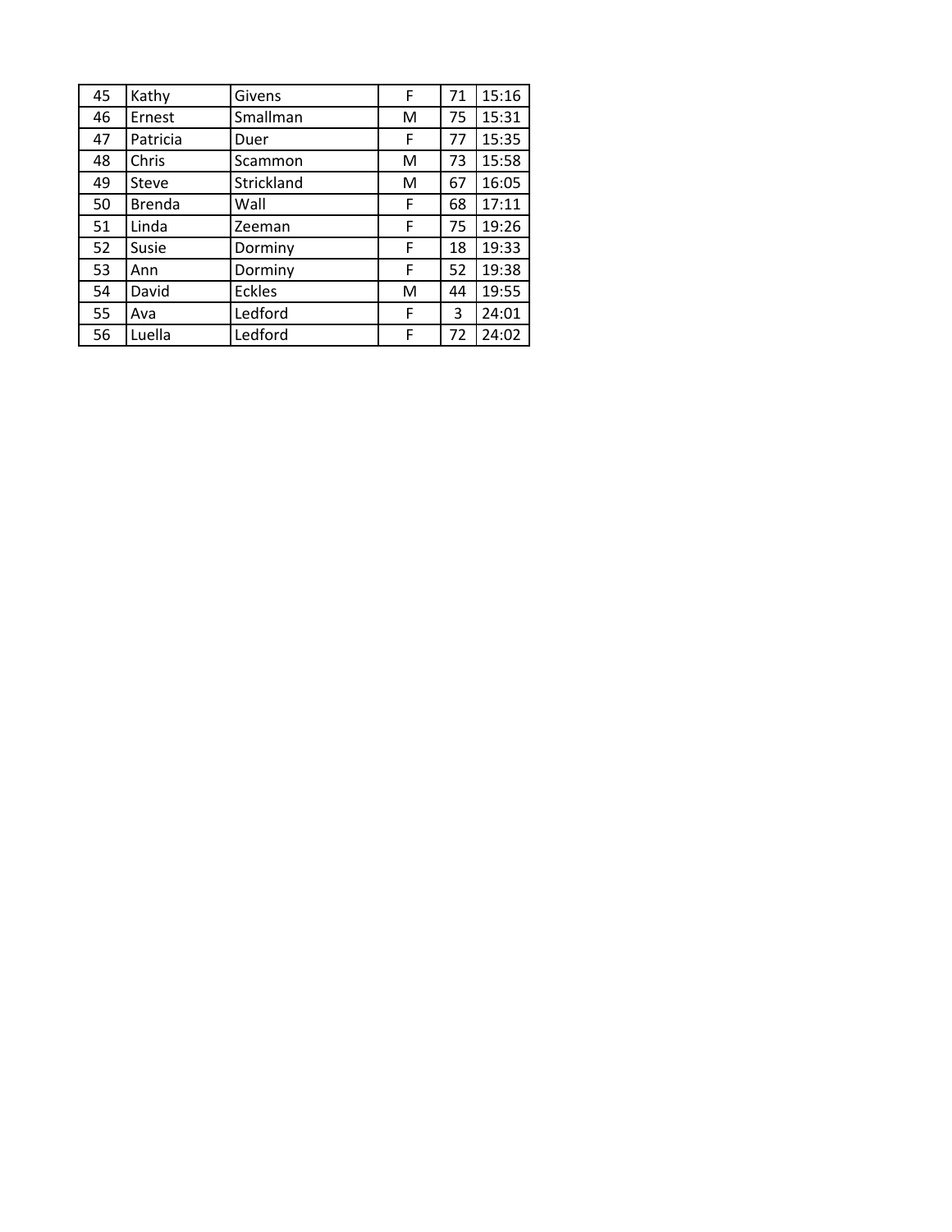| 45 | Kathy | Givens | F | 71 | 15:16 |
|---|---|---|---|---|---|
| 46 | Ernest | Smallman | M | 75 | 15:31 |
| 47 | Patricia | Duer | F | 77 | 15:35 |
| 48 | Chris | Scammon | M | 73 | 15:58 |
| 49 | Steve | Strickland | M | 67 | 16:05 |
| 50 | Brenda | Wall | F | 68 | 17:11 |
| 51 | Linda | Zeeman | F | 75 | 19:26 |
| 52 | Susie | Dorminy | F | 18 | 19:33 |
| 53 | Ann | Dorminy | F | 52 | 19:38 |
| 54 | David | Eckles | M | 44 | 19:55 |
| 55 | Ava | Ledford | F | 3 | 24:01 |
| 56 | Luella | Ledford | F | 72 | 24:02 |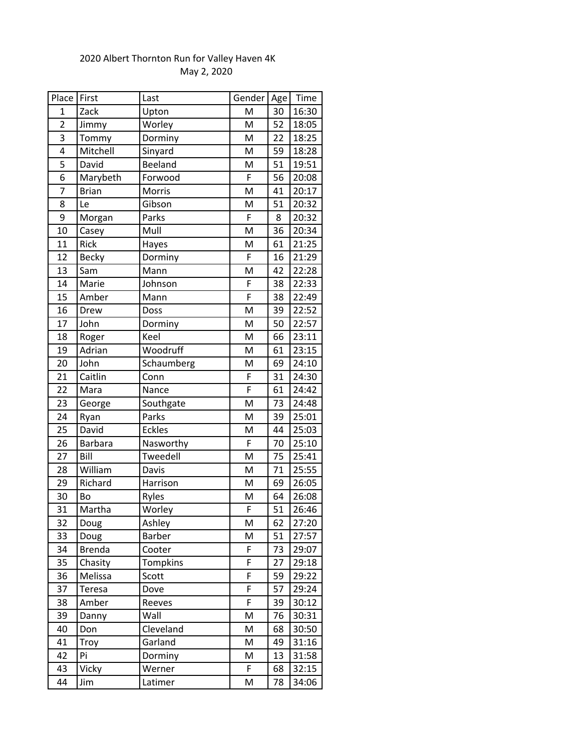2020 Albert Thornton Run for Valley Haven 4K

May 2, 2020

| Place | First | Last | Gender | Age | Time |
|---|---|---|---|---|---|
| 1 | Zack | Upton | M | 30 | 16:30 |
| 2 | Jimmy | Worley | M | 52 | 18:05 |
| 3 | Tommy | Dorminy | M | 22 | 18:25 |
| 4 | Mitchell | Sinyard | M | 59 | 18:28 |
| 5 | David | Beeland | M | 51 | 19:51 |
| 6 | Marybeth | Forwood | F | 56 | 20:08 |
| 7 | Brian | Morris | M | 41 | 20:17 |
| 8 | Le | Gibson | M | 51 | 20:32 |
| 9 | Morgan | Parks | F | 8 | 20:32 |
| 10 | Casey | Mull | M | 36 | 20:34 |
| 11 | Rick | Hayes | M | 61 | 21:25 |
| 12 | Becky | Dorminy | F | 16 | 21:29 |
| 13 | Sam | Mann | M | 42 | 22:28 |
| 14 | Marie | Johnson | F | 38 | 22:33 |
| 15 | Amber | Mann | F | 38 | 22:49 |
| 16 | Drew | Doss | M | 39 | 22:52 |
| 17 | John | Dorminy | M | 50 | 22:57 |
| 18 | Roger | Keel | M | 66 | 23:11 |
| 19 | Adrian | Woodruff | M | 61 | 23:15 |
| 20 | John | Schaumberg | M | 69 | 24:10 |
| 21 | Caitlin | Conn | F | 31 | 24:30 |
| 22 | Mara | Nance | F | 61 | 24:42 |
| 23 | George | Southgate | M | 73 | 24:48 |
| 24 | Ryan | Parks | M | 39 | 25:01 |
| 25 | David | Eckles | M | 44 | 25:03 |
| 26 | Barbara | Nasworthy | F | 70 | 25:10 |
| 27 | Bill | Tweedell | M | 75 | 25:41 |
| 28 | William | Davis | M | 71 | 25:55 |
| 29 | Richard | Harrison | M | 69 | 26:05 |
| 30 | Bo | Ryles | M | 64 | 26:08 |
| 31 | Martha | Worley | F | 51 | 26:46 |
| 32 | Doug | Ashley | M | 62 | 27:20 |
| 33 | Doug | Barber | M | 51 | 27:57 |
| 34 | Brenda | Cooter | F | 73 | 29:07 |
| 35 | Chasity | Tompkins | F | 27 | 29:18 |
| 36 | Melissa | Scott | F | 59 | 29:22 |
| 37 | Teresa | Dove | F | 57 | 29:24 |
| 38 | Amber | Reeves | F | 39 | 30:12 |
| 39 | Danny | Wall | M | 76 | 30:31 |
| 40 | Don | Cleveland | M | 68 | 30:50 |
| 41 | Troy | Garland | M | 49 | 31:16 |
| 42 | Pi | Dorminy | M | 13 | 31:58 |
| 43 | Vicky | Werner | F | 68 | 32:15 |
| 44 | Jim | Latimer | M | 78 | 34:06 |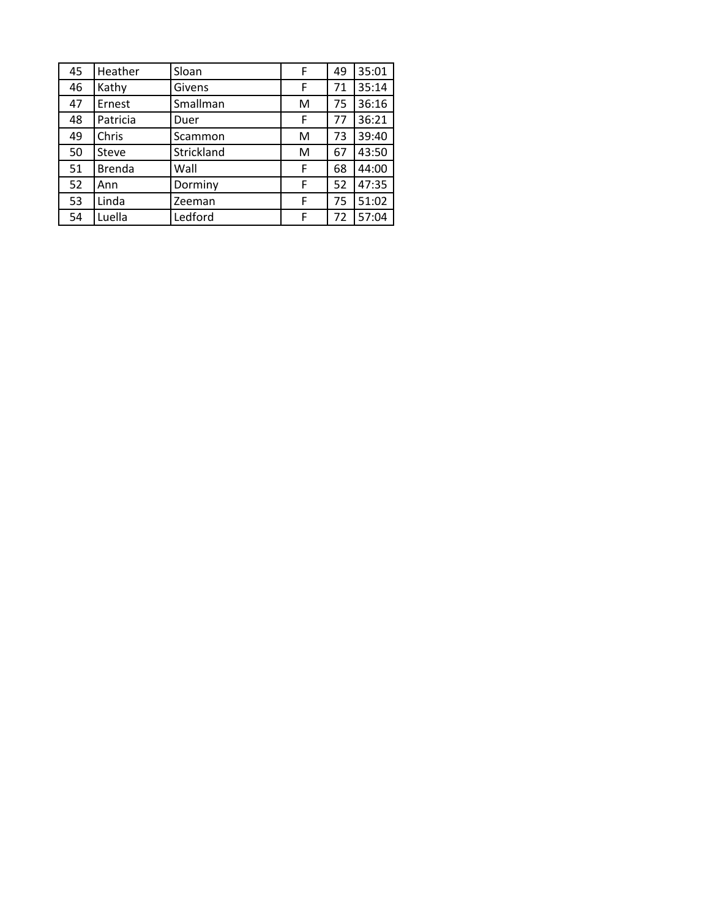| | | | | | |
|---|---|---|---|---|---|
| 45 | Heather | Sloan | F | 49 | 35:01 |
| 46 | Kathy | Givens | F | 71 | 35:14 |
| 47 | Ernest | Smallman | M | 75 | 36:16 |
| 48 | Patricia | Duer | F | 77 | 36:21 |
| 49 | Chris | Scammon | M | 73 | 39:40 |
| 50 | Steve | Strickland | M | 67 | 43:50 |
| 51 | Brenda | Wall | F | 68 | 44:00 |
| 52 | Ann | Dorminy | F | 52 | 47:35 |
| 53 | Linda | Zeeman | F | 75 | 51:02 |
| 54 | Luella | Ledford | F | 72 | 57:04 |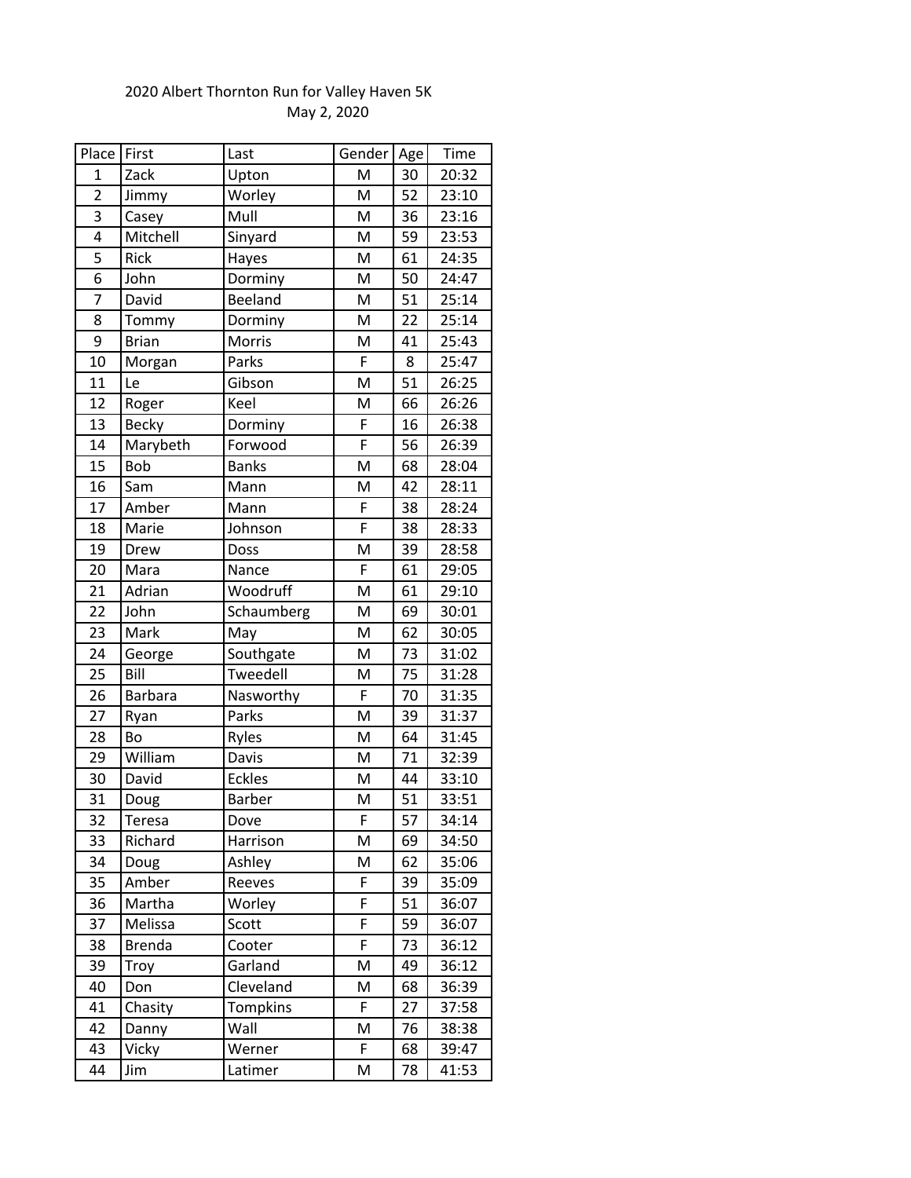2020 Albert Thornton Run for Valley Haven 5K

May 2, 2020

| Place | First | Last | Gender | Age | Time |
|---|---|---|---|---|---|
| 1 | Zack | Upton | M | 30 | 20:32 |
| 2 | Jimmy | Worley | M | 52 | 23:10 |
| 3 | Casey | Mull | M | 36 | 23:16 |
| 4 | Mitchell | Sinyard | M | 59 | 23:53 |
| 5 | Rick | Hayes | M | 61 | 24:35 |
| 6 | John | Dorminy | M | 50 | 24:47 |
| 7 | David | Beeland | M | 51 | 25:14 |
| 8 | Tommy | Dorminy | M | 22 | 25:14 |
| 9 | Brian | Morris | M | 41 | 25:43 |
| 10 | Morgan | Parks | F | 8 | 25:47 |
| 11 | Le | Gibson | M | 51 | 26:25 |
| 12 | Roger | Keel | M | 66 | 26:26 |
| 13 | Becky | Dorminy | F | 16 | 26:38 |
| 14 | Marybeth | Forwood | F | 56 | 26:39 |
| 15 | Bob | Banks | M | 68 | 28:04 |
| 16 | Sam | Mann | M | 42 | 28:11 |
| 17 | Amber | Mann | F | 38 | 28:24 |
| 18 | Marie | Johnson | F | 38 | 28:33 |
| 19 | Drew | Doss | M | 39 | 28:58 |
| 20 | Mara | Nance | F | 61 | 29:05 |
| 21 | Adrian | Woodruff | M | 61 | 29:10 |
| 22 | John | Schaumberg | M | 69 | 30:01 |
| 23 | Mark | May | M | 62 | 30:05 |
| 24 | George | Southgate | M | 73 | 31:02 |
| 25 | Bill | Tweedell | M | 75 | 31:28 |
| 26 | Barbara | Nasworthy | F | 70 | 31:35 |
| 27 | Ryan | Parks | M | 39 | 31:37 |
| 28 | Bo | Ryles | M | 64 | 31:45 |
| 29 | William | Davis | M | 71 | 32:39 |
| 30 | David | Eckles | M | 44 | 33:10 |
| 31 | Doug | Barber | M | 51 | 33:51 |
| 32 | Teresa | Dove | F | 57 | 34:14 |
| 33 | Richard | Harrison | M | 69 | 34:50 |
| 34 | Doug | Ashley | M | 62 | 35:06 |
| 35 | Amber | Reeves | F | 39 | 35:09 |
| 36 | Martha | Worley | F | 51 | 36:07 |
| 37 | Melissa | Scott | F | 59 | 36:07 |
| 38 | Brenda | Cooter | F | 73 | 36:12 |
| 39 | Troy | Garland | M | 49 | 36:12 |
| 40 | Don | Cleveland | M | 68 | 36:39 |
| 41 | Chasity | Tompkins | F | 27 | 37:58 |
| 42 | Danny | Wall | M | 76 | 38:38 |
| 43 | Vicky | Werner | F | 68 | 39:47 |
| 44 | Jim | Latimer | M | 78 | 41:53 |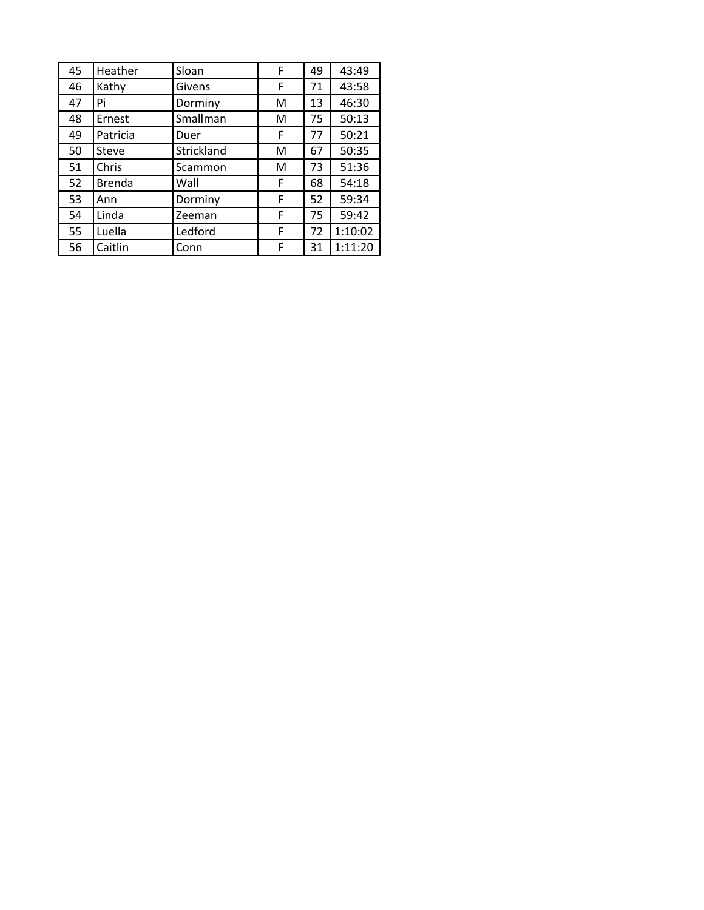| 45 | Heather | Sloan | F | 49 | 43:49 |
|---|---|---|---|---|---|
| 46 | Kathy | Givens | F | 71 | 43:58 |
| 47 | Pi | Dorminy | M | 13 | 46:30 |
| 48 | Ernest | Smallman | M | 75 | 50:13 |
| 49 | Patricia | Duer | F | 77 | 50:21 |
| 50 | Steve | Strickland | M | 67 | 50:35 |
| 51 | Chris | Scammon | M | 73 | 51:36 |
| 52 | Brenda | Wall | F | 68 | 54:18 |
| 53 | Ann | Dorminy | F | 52 | 59:34 |
| 54 | Linda | Zeeman | F | 75 | 59:42 |
| 55 | Luella | Ledford | F | 72 | 1:10:02 |
| 56 | Caitlin | Conn | F | 31 | 1:11:20 |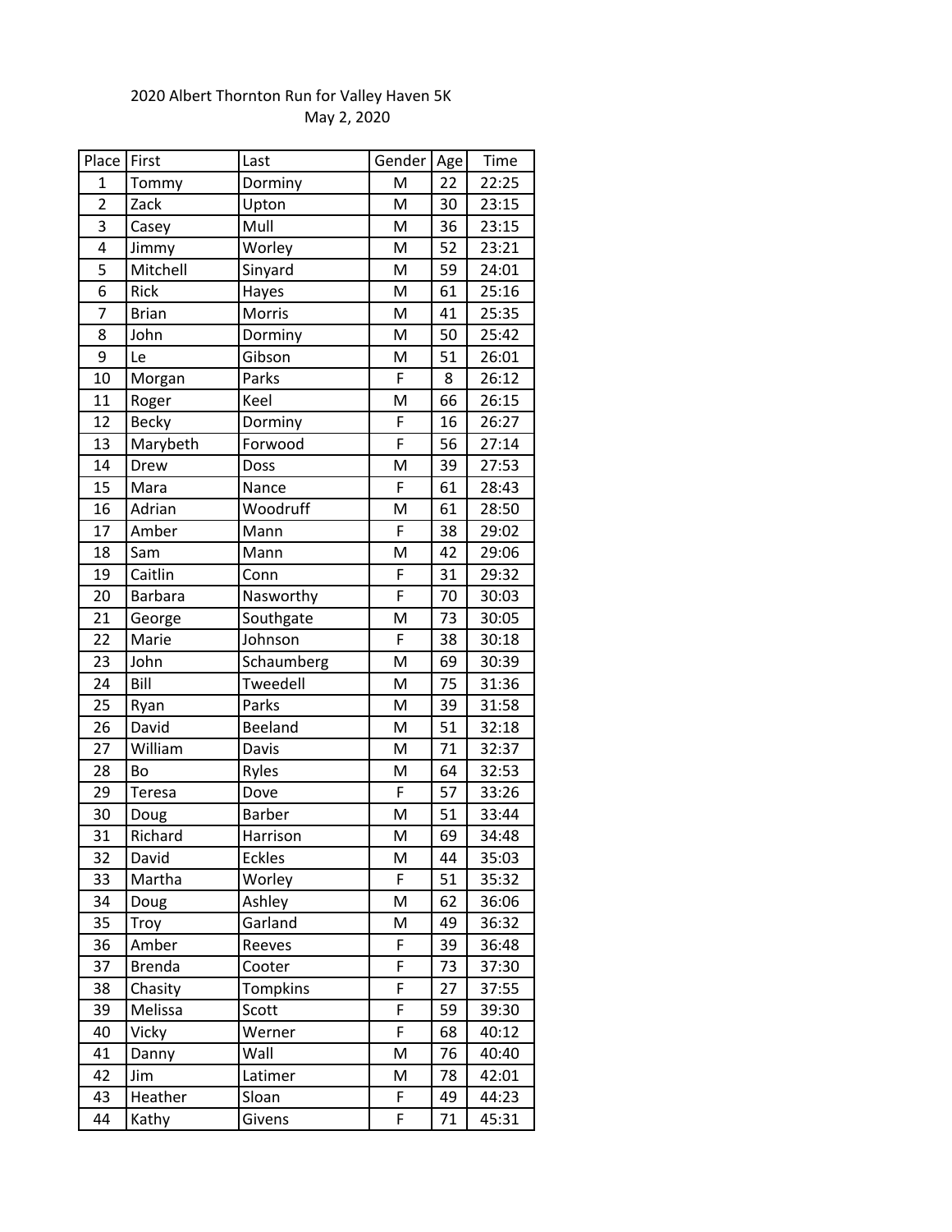2020 Albert Thornton Run for Valley Haven 5K

May 2, 2020

| Place | First | Last | Gender | Age | Time |
|---|---|---|---|---|---|
| 1 | Tommy | Dorminy | M | 22 | 22:25 |
| 2 | Zack | Upton | M | 30 | 23:15 |
| 3 | Casey | Mull | M | 36 | 23:15 |
| 4 | Jimmy | Worley | M | 52 | 23:21 |
| 5 | Mitchell | Sinyard | M | 59 | 24:01 |
| 6 | Rick | Hayes | M | 61 | 25:16 |
| 7 | Brian | Morris | M | 41 | 25:35 |
| 8 | John | Dorminy | M | 50 | 25:42 |
| 9 | Le | Gibson | M | 51 | 26:01 |
| 10 | Morgan | Parks | F | 8 | 26:12 |
| 11 | Roger | Keel | M | 66 | 26:15 |
| 12 | Becky | Dorminy | F | 16 | 26:27 |
| 13 | Marybeth | Forwood | F | 56 | 27:14 |
| 14 | Drew | Doss | M | 39 | 27:53 |
| 15 | Mara | Nance | F | 61 | 28:43 |
| 16 | Adrian | Woodruff | M | 61 | 28:50 |
| 17 | Amber | Mann | F | 38 | 29:02 |
| 18 | Sam | Mann | M | 42 | 29:06 |
| 19 | Caitlin | Conn | F | 31 | 29:32 |
| 20 | Barbara | Nasworthy | F | 70 | 30:03 |
| 21 | George | Southgate | M | 73 | 30:05 |
| 22 | Marie | Johnson | F | 38 | 30:18 |
| 23 | John | Schaumberg | M | 69 | 30:39 |
| 24 | Bill | Tweedell | M | 75 | 31:36 |
| 25 | Ryan | Parks | M | 39 | 31:58 |
| 26 | David | Beeland | M | 51 | 32:18 |
| 27 | William | Davis | M | 71 | 32:37 |
| 28 | Bo | Ryles | M | 64 | 32:53 |
| 29 | Teresa | Dove | F | 57 | 33:26 |
| 30 | Doug | Barber | M | 51 | 33:44 |
| 31 | Richard | Harrison | M | 69 | 34:48 |
| 32 | David | Eckles | M | 44 | 35:03 |
| 33 | Martha | Worley | F | 51 | 35:32 |
| 34 | Doug | Ashley | M | 62 | 36:06 |
| 35 | Troy | Garland | M | 49 | 36:32 |
| 36 | Amber | Reeves | F | 39 | 36:48 |
| 37 | Brenda | Cooter | F | 73 | 37:30 |
| 38 | Chasity | Tompkins | F | 27 | 37:55 |
| 39 | Melissa | Scott | F | 59 | 39:30 |
| 40 | Vicky | Werner | F | 68 | 40:12 |
| 41 | Danny | Wall | M | 76 | 40:40 |
| 42 | Jim | Latimer | M | 78 | 42:01 |
| 43 | Heather | Sloan | F | 49 | 44:23 |
| 44 | Kathy | Givens | F | 71 | 45:31 |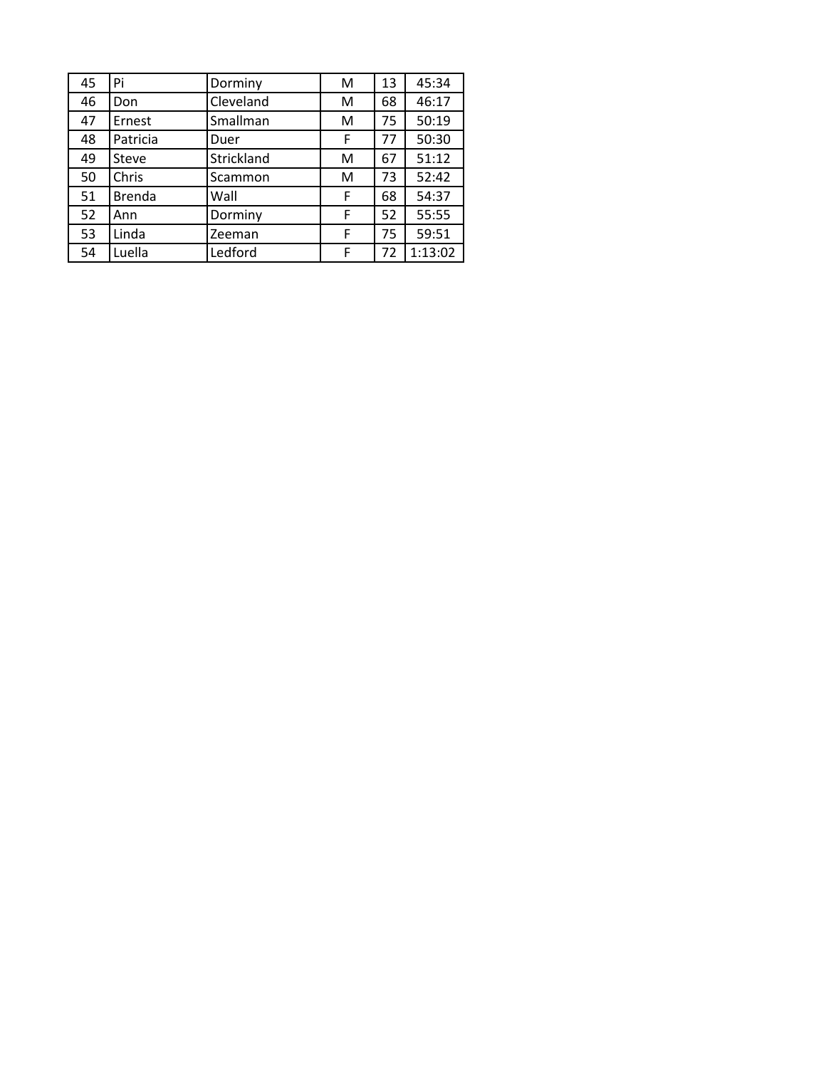| | | | | | |
|---|---|---|---|---|---|
| 45 | Pi | Dorminy | M | 13 | 45:34 |
| 46 | Don | Cleveland | M | 68 | 46:17 |
| 47 | Ernest | Smallman | M | 75 | 50:19 |
| 48 | Patricia | Duer | F | 77 | 50:30 |
| 49 | Steve | Strickland | M | 67 | 51:12 |
| 50 | Chris | Scammon | M | 73 | 52:42 |
| 51 | Brenda | Wall | F | 68 | 54:37 |
| 52 | Ann | Dorminy | F | 52 | 55:55 |
| 53 | Linda | Zeeman | F | 75 | 59:51 |
| 54 | Luella | Ledford | F | 72 | 1:13:02 |